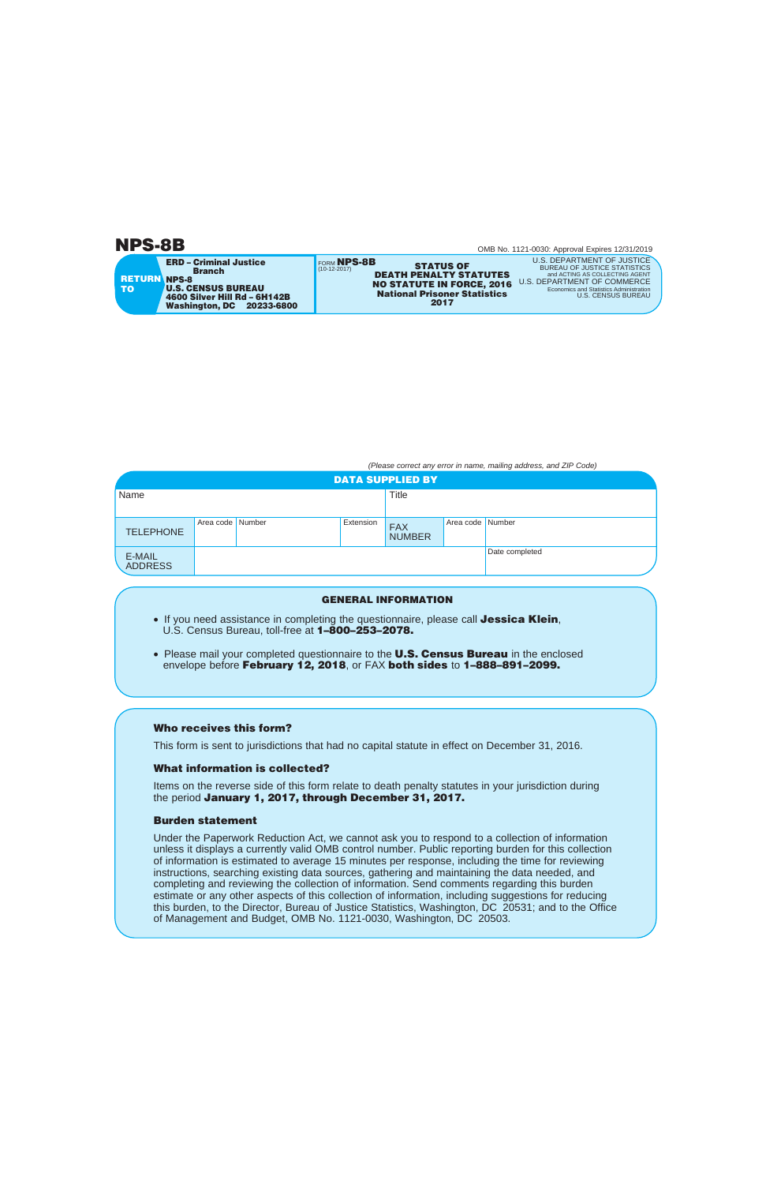# NPS-8B

OMB No. 1121-0030: Approval Expires 12/31/2019

**RETURN TO**

**ERD – Criminal Justice Branch**
**NPS-8**
**U.S. CENSUS BUREAU**
**4600 Silver Hill Rd – 6H142B**
**Washington, DC 20233-6800**

FORM **NPS-8B**
(10-12-2017)

**STATUS OF DEATH PENALTY STATUTES NO STATUTE IN FORCE, 2016**
**National Prisoner Statistics**
**2017**

U.S. DEPARTMENT OF JUSTICE
BUREAU OF JUSTICE STATISTICS
and ACTING AS COLLECTING AGENT
U.S. DEPARTMENT OF COMMERCE
Economics and Statistics Administration
U.S. CENSUS BUREAU

*(Please correct any error in name, mailing address, and ZIP Code)*

| **DATA SUPPLIED BY** | | | | | | |
|---|---|---|---|---|---|---|
| Name | | | | Title | | |
| TELEPHONE | Area code | Number | Extension | FAX NUMBER | Area code | Number |
| E-MAIL ADDRESS | | | | | | Date completed |

## GENERAL INFORMATION

- If you need assistance in completing the questionnaire, please call **Jessica Klein**, U.S. Census Bureau, toll-free at **1–800–253–2078.**
- Please mail your completed questionnaire to the **U.S. Census Bureau** in the enclosed envelope before **February 12, 2018**, or FAX **both sides** to **1–888–891–2099.**

### Who receives this form?

This form is sent to jurisdictions that had no capital statute in effect on December 31, 2016.

### What information is collected?

Items on the reverse side of this form relate to death penalty statutes in your jurisdiction during the period **January 1, 2017, through December 31, 2017.**

### Burden statement

Under the Paperwork Reduction Act, we cannot ask you to respond to a collection of information unless it displays a currently valid OMB control number. Public reporting burden for this collection of information is estimated to average 15 minutes per response, including the time for reviewing instructions, searching existing data sources, gathering and maintaining the data needed, and completing and reviewing the collection of information. Send comments regarding this burden estimate or any other aspects of this collection of information, including suggestions for reducing this burden, to the Director, Bureau of Justice Statistics, Washington, DC 20531; and to the Office of Management and Budget, OMB No. 1121-0030, Washington, DC 20503.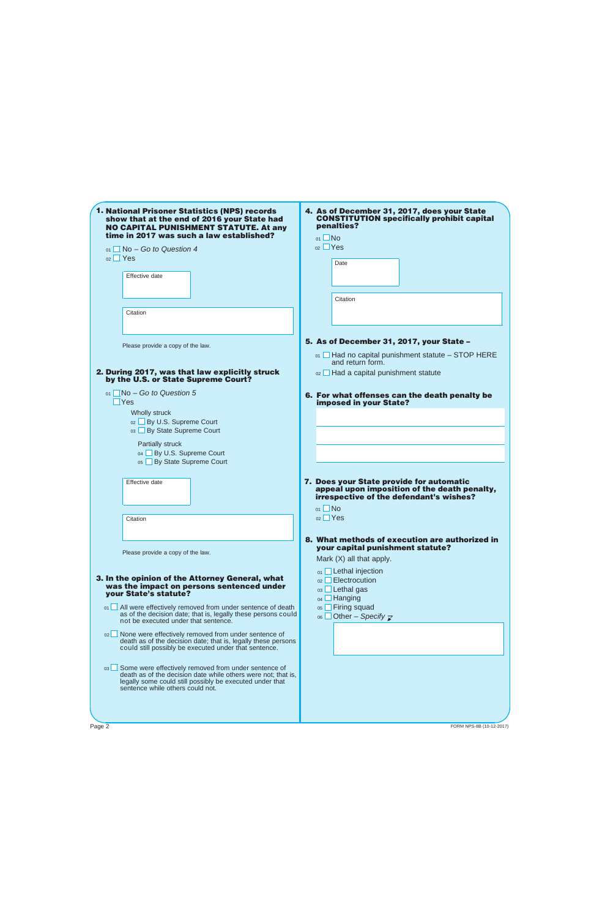**1. National Prisoner Statistics (NPS) records show that at the end of 2016 your State had NO CAPITAL PUNISHMENT STATUTE. At any time in 2017 was such a law established?**

01 ☐ No – *Go to Question 4*
02 ☐ Yes

Effective date

Citation

Please provide a copy of the law.

**2. During 2017, was that law explicitly struck by the U.S. or State Supreme Court?**

01 ☐ No – *Go to Question 5*
☐ Yes

Wholly struck
02 ☐ By U.S. Supreme Court
03 ☐ By State Supreme Court

Partially struck
04 ☐ By U.S. Supreme Court
05 ☐ By State Supreme Court

Effective date

Citation

Please provide a copy of the law.

**3. In the opinion of the Attorney General, what was the impact on persons sentenced under your State's statute?**

01 ☐ All were effectively removed from under sentence of death as of the decision date; that is, legally these persons could not be executed under that sentence.

02 ☐ None were effectively removed from under sentence of death as of the decision date; that is, legally these persons could still possibly be executed under that sentence.

03 ☐ Some were effectively removed from under sentence of death as of the decision date while others were not; that is, legally some could still possibly be executed under that sentence while others could not.

**4. As of December 31, 2017, does your State CONSTITUTION specifically prohibit capital penalties?**

01 ☐ No
02 ☐ Yes

Date

Citation

**5. As of December 31, 2017, your State –**

01 ☐ Had no capital punishment statute – STOP HERE and return form.
02 ☐ Had a capital punishment statute

**6. For what offenses can the death penalty be imposed in your State?**

**7. Does your State provide for automatic appeal upon imposition of the death penalty, irrespective of the defendant's wishes?**

01 ☐ No
02 ☐ Yes

**8. What methods of execution are authorized in your capital punishment statute?**

Mark (X) all that apply.

01 ☐ Lethal injection
02 ☐ Electrocution
03 ☐ Lethal gas
04 ☐ Hanging
05 ☐ Firing squad
06 ☐ Other – *Specify*

FORM NPS-8B (10-12-2017)